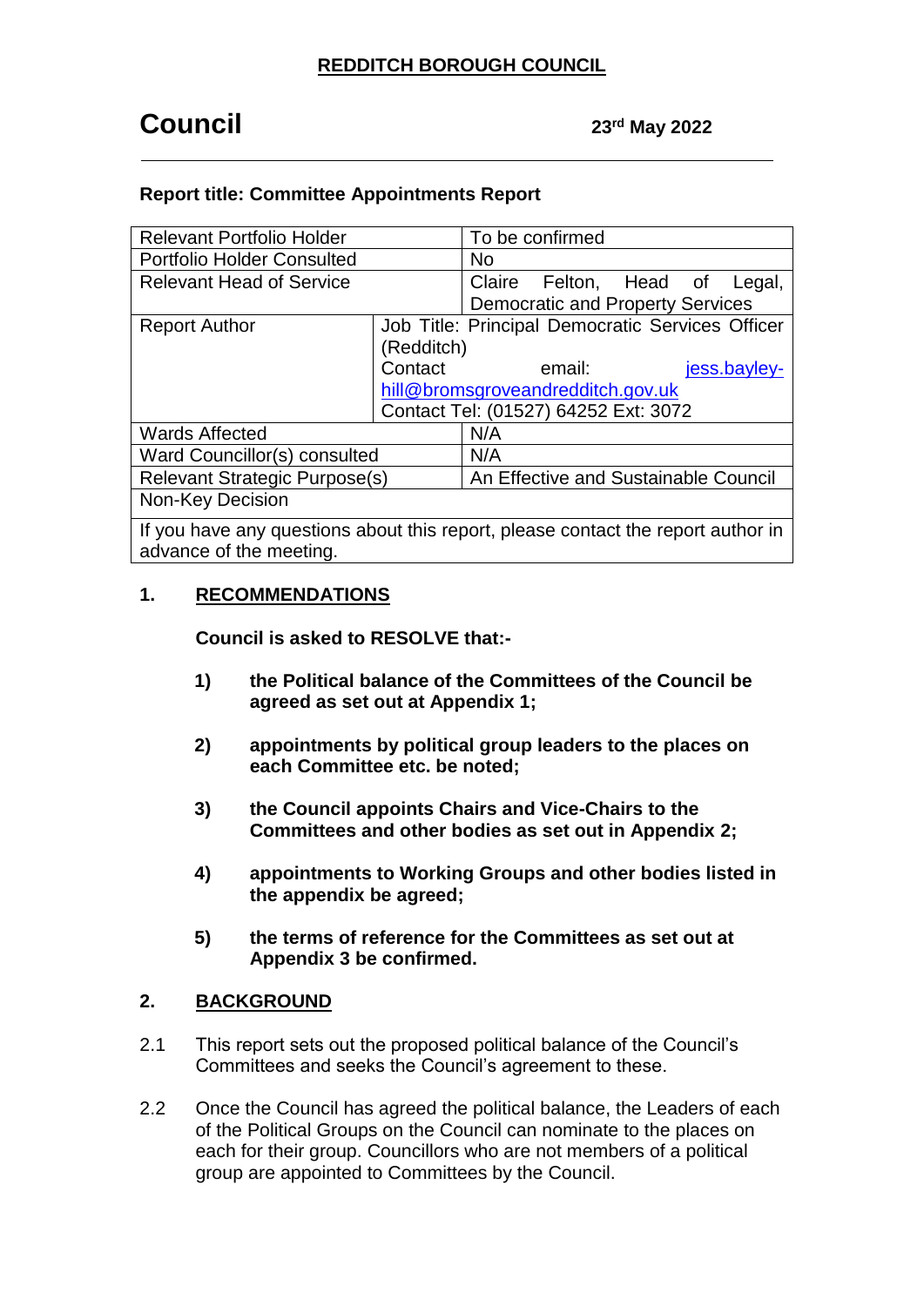**REDDITCH BOROUGH COUNCIL**

# Council

**23rd May 2022**

---

**Report title: Committee Appointments Report**

| Relevant Portfolio Holder | | To be confirmed |
|---|---|---|
| Portfolio Holder Consulted | | No |
| Relevant Head of Service | | Claire Felton, Head of Legal, Democratic and Property Services |
| Report Author | Job Title: Principal Democratic Services Officer (Redditch)<br>Contact email: jess.bayley-hill@bromsgroveandredditch.gov.uk<br>Contact Tel: (01527) 64252 Ext: 3072 | |
| Wards Affected | | N/A |
| Ward Councillor(s) consulted | | N/A |
| Relevant Strategic Purpose(s) | | An Effective and Sustainable Council |
| Non-Key Decision | | |
| If you have any questions about this report, please contact the report author in advance of the meeting. | | |

## 1. RECOMMENDATIONS

**Council is asked to RESOLVE that:-**

1) **the Political balance of the Committees of the Council be agreed as set out at Appendix 1;**

2) **appointments by political group leaders to the places on each Committee etc. be noted;**

3) **the Council appoints Chairs and Vice-Chairs to the Committees and other bodies as set out in Appendix 2;**

4) **appointments to Working Groups and other bodies listed in the appendix be agreed;**

5) **the terms of reference for the Committees as set out at Appendix 3 be confirmed.**

## 2. BACKGROUND

2.1 This report sets out the proposed political balance of the Council's Committees and seeks the Council's agreement to these.

2.2 Once the Council has agreed the political balance, the Leaders of each of the Political Groups on the Council can nominate to the places on each for their group. Councillors who are not members of a political group are appointed to Committees by the Council.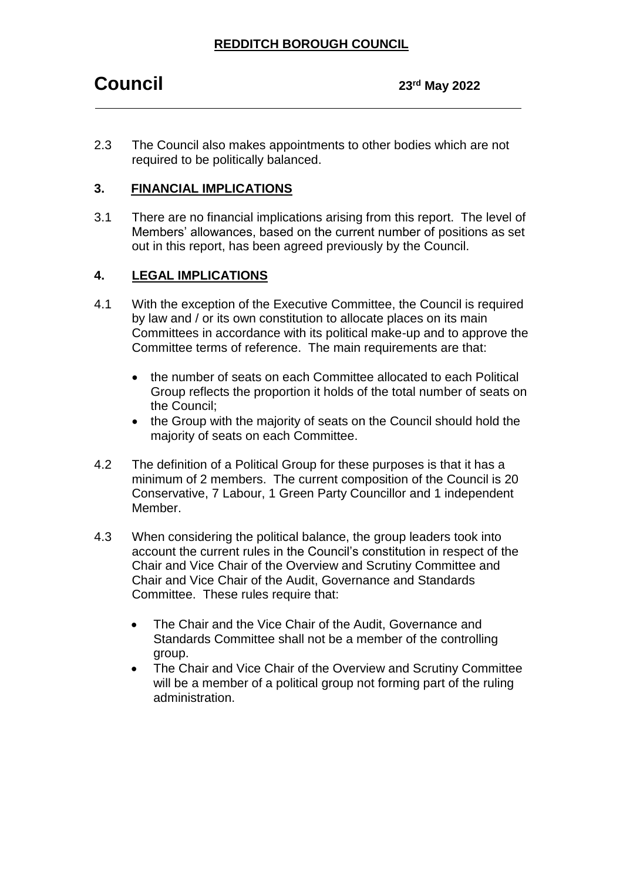2.3 The Council also makes appointments to other bodies which are not required to be politically balanced.

## 3. FINANCIAL IMPLICATIONS

3.1 There are no financial implications arising from this report. The level of Members' allowances, based on the current number of positions as set out in this report, has been agreed previously by the Council.

## 4. LEGAL IMPLICATIONS

4.1 With the exception of the Executive Committee, the Council is required by law and / or its own constitution to allocate places on its main Committees in accordance with its political make-up and to approve the Committee terms of reference. The main requirements are that:

- the number of seats on each Committee allocated to each Political Group reflects the proportion it holds of the total number of seats on the Council;
- the Group with the majority of seats on the Council should hold the majority of seats on each Committee.

4.2 The definition of a Political Group for these purposes is that it has a minimum of 2 members. The current composition of the Council is 20 Conservative, 7 Labour, 1 Green Party Councillor and 1 independent Member.

4.3 When considering the political balance, the group leaders took into account the current rules in the Council's constitution in respect of the Chair and Vice Chair of the Overview and Scrutiny Committee and Chair and Vice Chair of the Audit, Governance and Standards Committee. These rules require that:

- The Chair and the Vice Chair of the Audit, Governance and Standards Committee shall not be a member of the controlling group.
- The Chair and Vice Chair of the Overview and Scrutiny Committee will be a member of a political group not forming part of the ruling administration.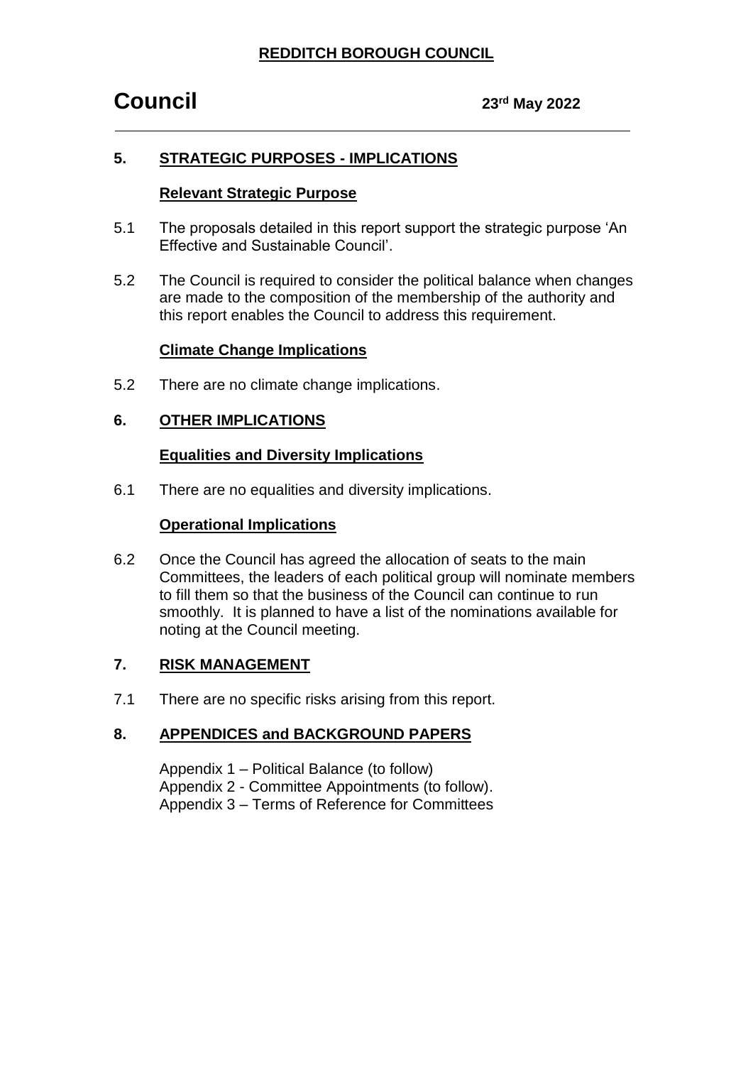## 5. STRATEGIC PURPOSES - IMPLICATIONS

### Relevant Strategic Purpose

5.1 The proposals detailed in this report support the strategic purpose 'An Effective and Sustainable Council'.

5.2 The Council is required to consider the political balance when changes are made to the composition of the membership of the authority and this report enables the Council to address this requirement.

### Climate Change Implications

5.2 There are no climate change implications.

## 6. OTHER IMPLICATIONS

### Equalities and Diversity Implications

6.1 There are no equalities and diversity implications.

### Operational Implications

6.2 Once the Council has agreed the allocation of seats to the main Committees, the leaders of each political group will nominate members to fill them so that the business of the Council can continue to run smoothly. It is planned to have a list of the nominations available for noting at the Council meeting.

## 7. RISK MANAGEMENT

7.1 There are no specific risks arising from this report.

## 8. APPENDICES and BACKGROUND PAPERS

Appendix 1 – Political Balance (to follow)
Appendix 2 - Committee Appointments (to follow).
Appendix 3 – Terms of Reference for Committees